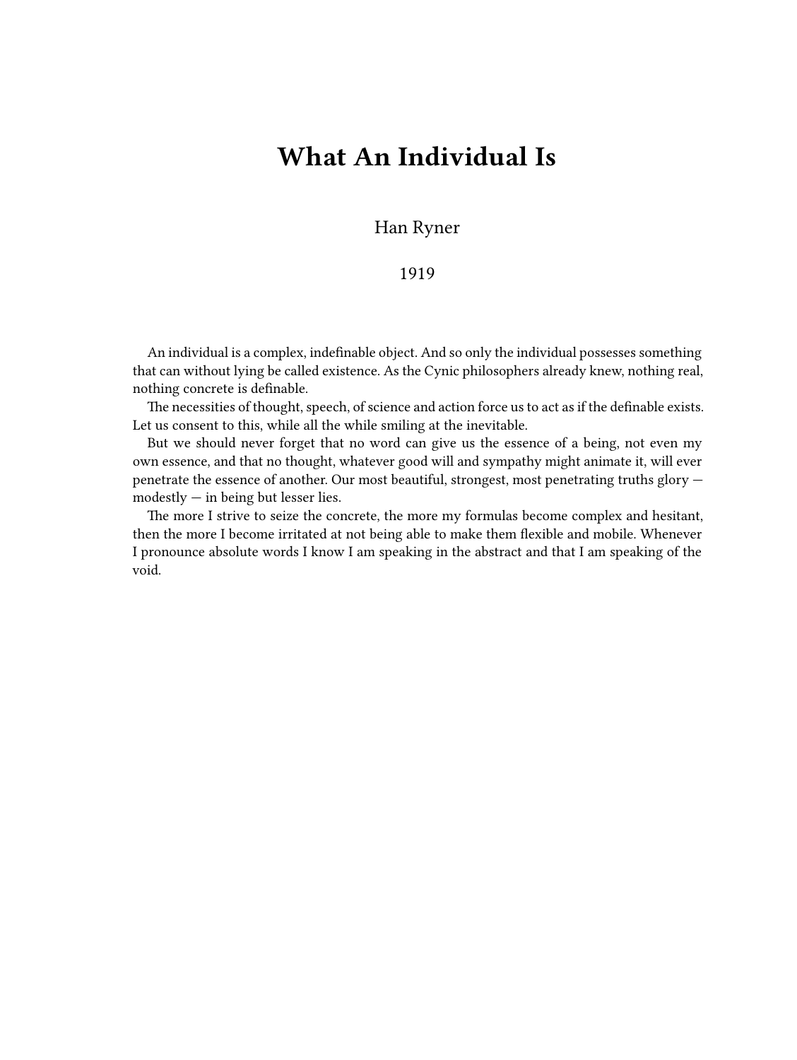# What An Individual Is

Han Ryner

1919

An individual is a complex, indefinable object. And so only the individual possesses something that can without lying be called existence. As the Cynic philosophers already knew, nothing real, nothing concrete is definable.

The necessities of thought, speech, of science and action force us to act as if the definable exists. Let us consent to this, while all the while smiling at the inevitable.

But we should never forget that no word can give us the essence of a being, not even my own essence, and that no thought, whatever good will and sympathy might animate it, will ever penetrate the essence of another. Our most beautiful, strongest, most penetrating truths glory — modestly — in being but lesser lies.

The more I strive to seize the concrete, the more my formulas become complex and hesitant, then the more I become irritated at not being able to make them flexible and mobile. Whenever I pronounce absolute words I know I am speaking in the abstract and that I am speaking of the void.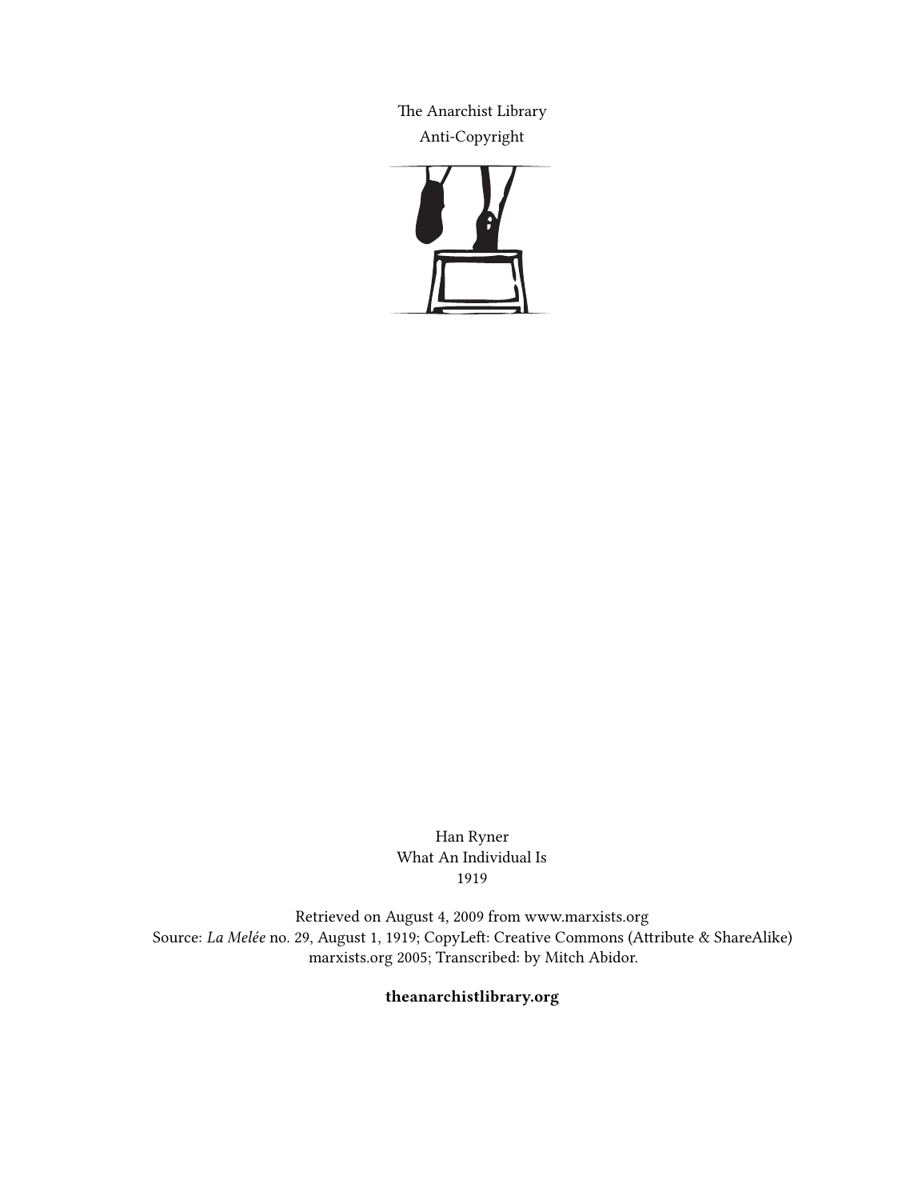The Anarchist Library
Anti-Copyright

Han Ryner
What An Individual Is
1919

Retrieved on August 4, 2009 from www.marxists.org
Source: *La Melée* no. 29, August 1, 1919; CopyLeft: Creative Commons (Attribute & ShareAlike) marxists.org 2005; Transcribed: by Mitch Abidor.

**theanarchistlibrary.org**